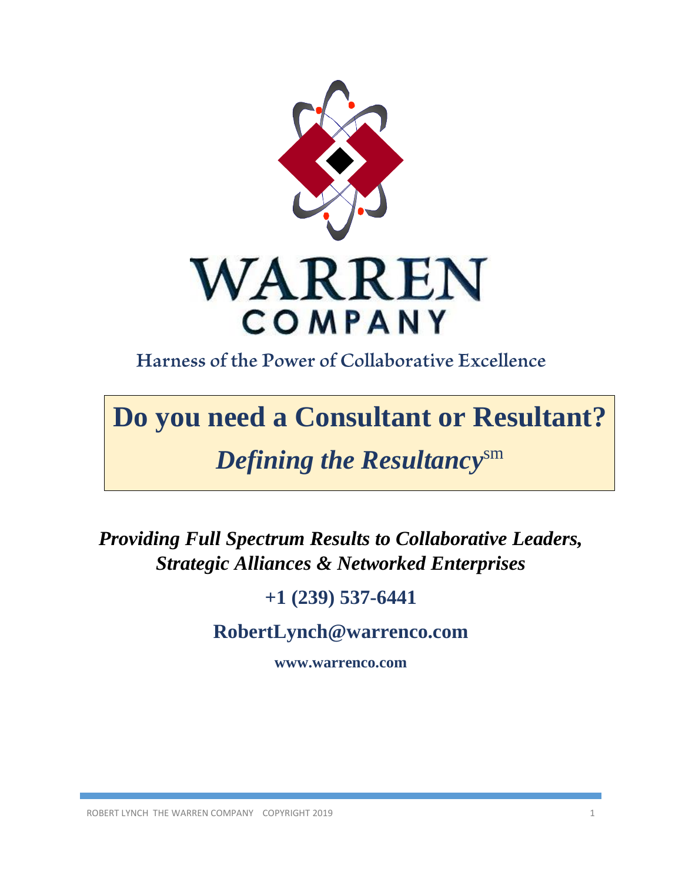# WARREN COMPANY

Harness of the Power of Collaborative Excellence

# Do you need a Consultant or Resultant?

## *Defining the Resultancy*sm

***Providing Full Spectrum Results to Collaborative Leaders, Strategic Alliances & Networked Enterprises***

**+1 (239) 537-6441**

**RobertLynch@warrenco.com**

**www.warrenco.com**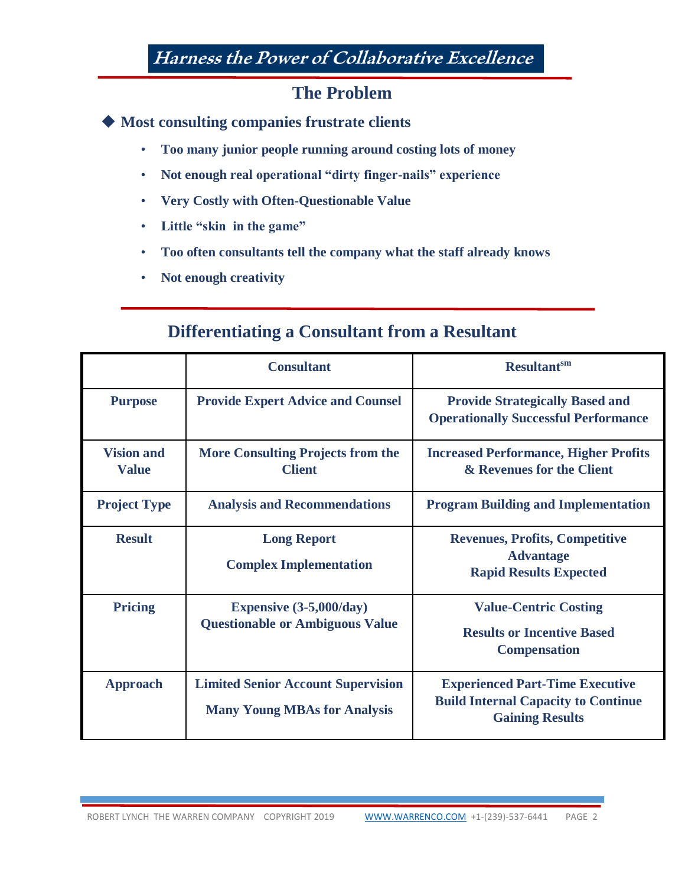# Harness the Power of Collaborative Excellence

## The Problem

◆ **Most consulting companies frustrate clients**

- **Too many junior people running around costing lots of money**
- **Not enough real operational "dirty finger-nails" experience**
- **Very Costly with Often-Questionable Value**
- **Little "skin in the game"**
- **Too often consultants tell the company what the staff already knows**
- **Not enough creativity**

## Differentiating a Consultant from a Resultant

| | Consultant | Resultant[sm] |
|---|---|---|
| **Purpose** | **Provide Expert Advice and Counsel** | **Provide Strategically Based and Operationally Successful Performance** |
| **Vision and Value** | **More Consulting Projects from the Client** | **Increased Performance, Higher Profits & Revenues for the Client** |
| **Project Type** | **Analysis and Recommendations** | **Program Building and Implementation** |
| **Result** | **Long Report**<br>**Complex Implementation** | **Revenues, Profits, Competitive Advantage**<br>**Rapid Results Expected** |
| **Pricing** | **Expensive (3-5,000/day)**<br>**Questionable or Ambiguous Value** | **Value-Centric Costing**<br>**Results or Incentive Based Compensation** |
| **Approach** | **Limited Senior Account Supervision**<br>**Many Young MBAs for Analysis** | **Experienced Part-Time Executive**<br>**Build Internal Capacity to Continue Gaining Results** |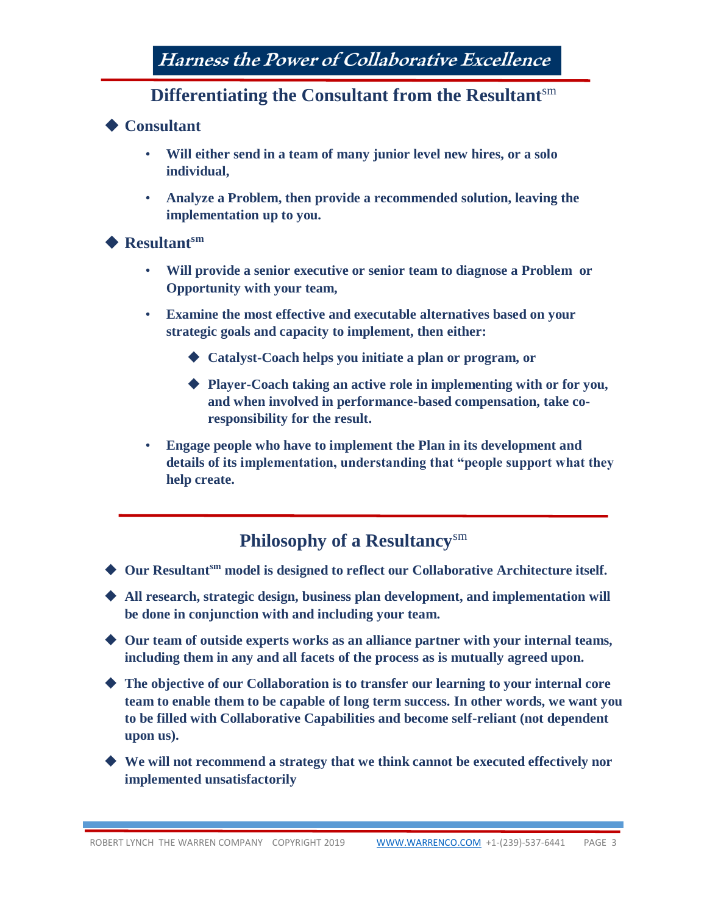# *Harness the Power of Collaborative Excellence*

## Differentiating the Consultant from the Resultant[sm]

◆ **Consultant**

- **Will either send in a team of many junior level new hires, or a solo individual,**
- **Analyze a Problem, then provide a recommended solution, leaving the implementation up to you.**

◆ **Resultant[sm]**

- **Will provide a senior executive or senior team to diagnose a Problem or Opportunity with your team,**
- **Examine the most effective and executable alternatives based on your strategic goals and capacity to implement, then either:**
  - ◆ **Catalyst-Coach helps you initiate a plan or program, or**
  - ◆ **Player-Coach taking an active role in implementing with or for you, and when involved in performance-based compensation, take co-responsibility for the result.**
- **Engage people who have to implement the Plan in its development and details of its implementation, understanding that "people support what they help create.**

## Philosophy of a Resultancy[sm]

◆ **Our Resultant[sm] model is designed to reflect our Collaborative Architecture itself.**

◆ **All research, strategic design, business plan development, and implementation will be done in conjunction with and including your team.**

◆ **Our team of outside experts works as an alliance partner with your internal teams, including them in any and all facets of the process as is mutually agreed upon.**

◆ **The objective of our Collaboration is to transfer our learning to your internal core team to enable them to be capable of long term success. In other words, we want you to be filled with Collaborative Capabilities and become self-reliant (not dependent upon us).**

◆ **We will not recommend a strategy that we think cannot be executed effectively nor implemented unsatisfactorily**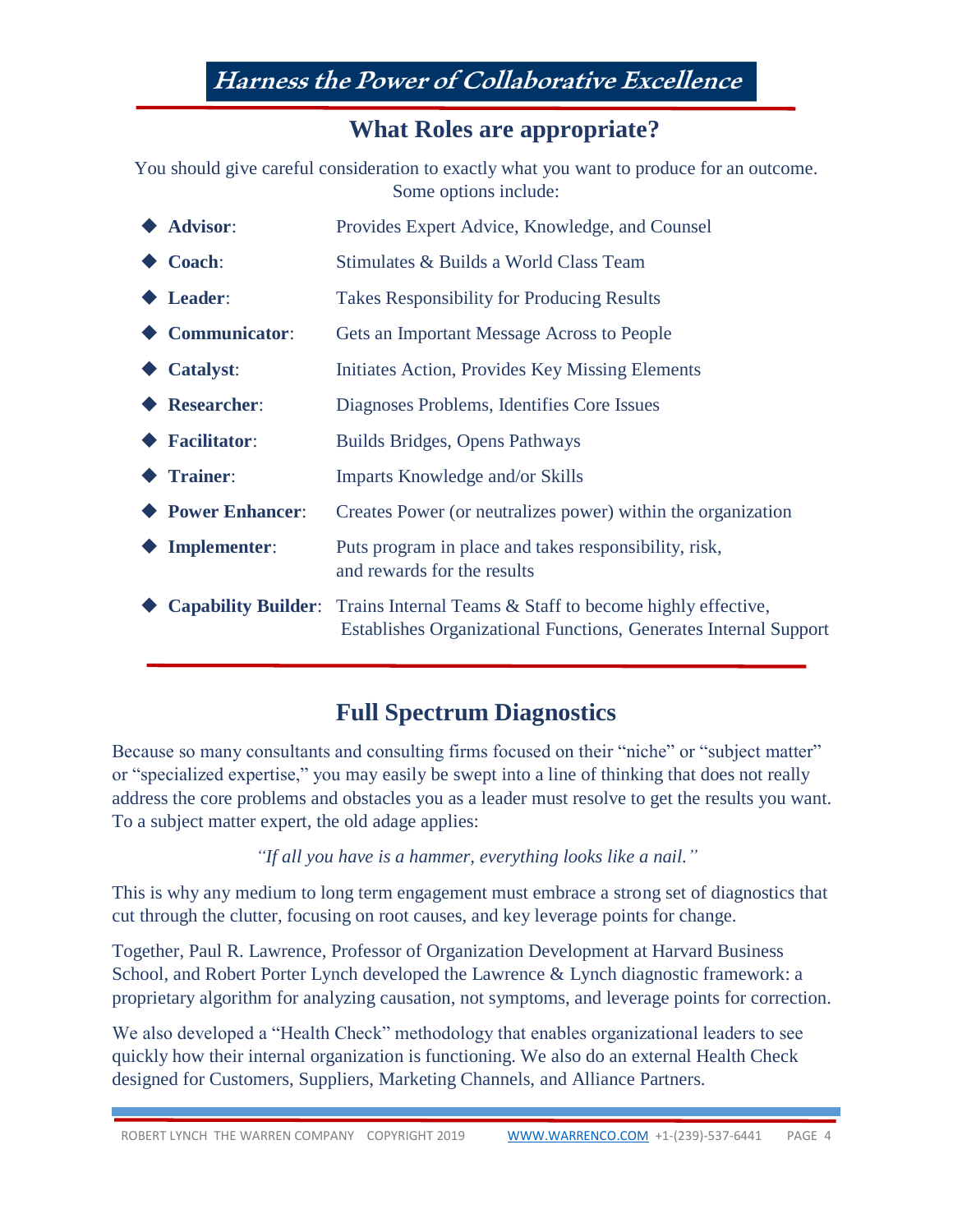# Harness the Power of Collaborative Excellence

## What Roles are appropriate?

You should give careful consideration to exactly what you want to produce for an outcome. Some options include:

- **Advisor**: Provides Expert Advice, Knowledge, and Counsel
- **Coach**: Stimulates & Builds a World Class Team
- **Leader**: Takes Responsibility for Producing Results
- **Communicator**: Gets an Important Message Across to People
- **Catalyst**: Initiates Action, Provides Key Missing Elements
- **Researcher**: Diagnoses Problems, Identifies Core Issues
- **Facilitator**: Builds Bridges, Opens Pathways
- **Trainer**: Imparts Knowledge and/or Skills
- **Power Enhancer**: Creates Power (or neutralizes power) within the organization
- **Implementer**: Puts program in place and takes responsibility, risk, and rewards for the results
- **Capability Builder**: Trains Internal Teams & Staff to become highly effective, Establishes Organizational Functions, Generates Internal Support

## Full Spectrum Diagnostics

Because so many consultants and consulting firms focused on their "niche" or "subject matter" or "specialized expertise," you may easily be swept into a line of thinking that does not really address the core problems and obstacles you as a leader must resolve to get the results you want. To a subject matter expert, the old adage applies:

*"If all you have is a hammer, everything looks like a nail."*

This is why any medium to long term engagement must embrace a strong set of diagnostics that cut through the clutter, focusing on root causes, and key leverage points for change.

Together, Paul R. Lawrence, Professor of Organization Development at Harvard Business School, and Robert Porter Lynch developed the Lawrence & Lynch diagnostic framework: a proprietary algorithm for analyzing causation, not symptoms, and leverage points for correction.

We also developed a "Health Check" methodology that enables organizational leaders to see quickly how their internal organization is functioning. We also do an external Health Check designed for Customers, Suppliers, Marketing Channels, and Alliance Partners.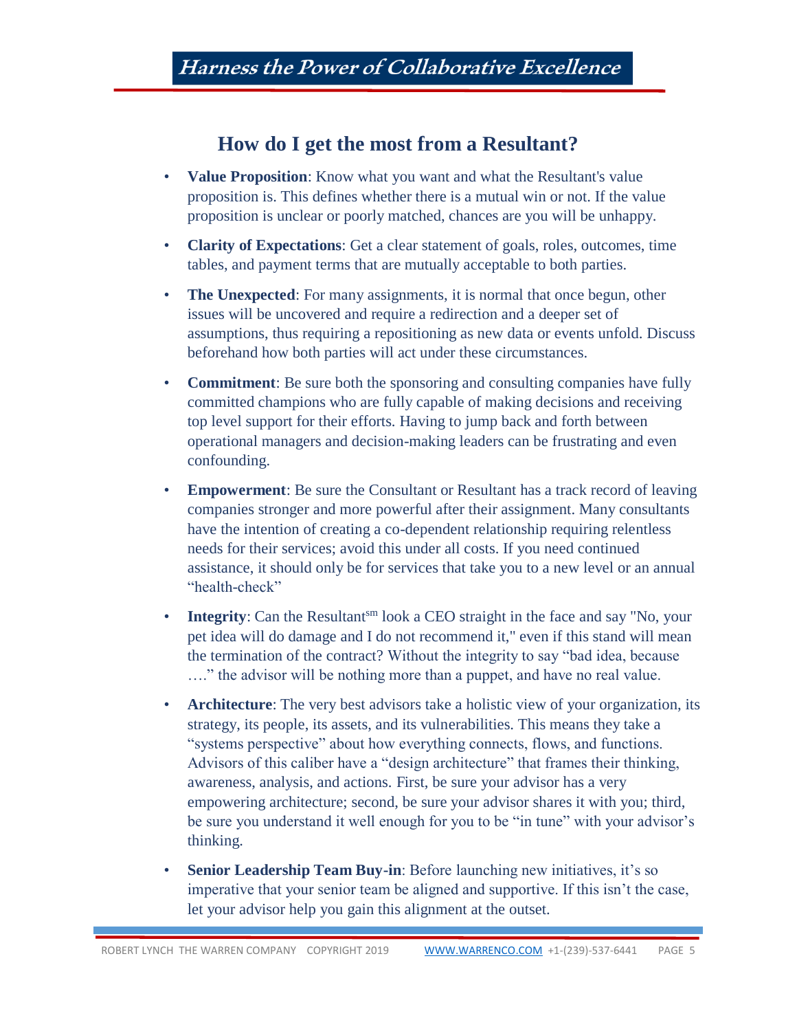## How do I get the most from a Resultant?

- **Value Proposition**: Know what you want and what the Resultant's value proposition is. This defines whether there is a mutual win or not. If the value proposition is unclear or poorly matched, chances are you will be unhappy.
- **Clarity of Expectations**: Get a clear statement of goals, roles, outcomes, time tables, and payment terms that are mutually acceptable to both parties.
- **The Unexpected**: For many assignments, it is normal that once begun, other issues will be uncovered and require a redirection and a deeper set of assumptions, thus requiring a repositioning as new data or events unfold. Discuss beforehand how both parties will act under these circumstances.
- **Commitment**: Be sure both the sponsoring and consulting companies have fully committed champions who are fully capable of making decisions and receiving top level support for their efforts. Having to jump back and forth between operational managers and decision-making leaders can be frustrating and even confounding.
- **Empowerment**: Be sure the Consultant or Resultant has a track record of leaving companies stronger and more powerful after their assignment. Many consultants have the intention of creating a co-dependent relationship requiring relentless needs for their services; avoid this under all costs. If you need continued assistance, it should only be for services that take you to a new level or an annual "health-check"
- **Integrity**: Can the Resultant[sm] look a CEO straight in the face and say "No, your pet idea will do damage and I do not recommend it," even if this stand will mean the termination of the contract? Without the integrity to say "bad idea, because …." the advisor will be nothing more than a puppet, and have no real value.
- **Architecture**: The very best advisors take a holistic view of your organization, its strategy, its people, its assets, and its vulnerabilities. This means they take a "systems perspective" about how everything connects, flows, and functions. Advisors of this caliber have a "design architecture" that frames their thinking, awareness, analysis, and actions. First, be sure your advisor has a very empowering architecture; second, be sure your advisor shares it with you; third, be sure you understand it well enough for you to be "in tune" with your advisor's thinking.
- **Senior Leadership Team Buy-in**: Before launching new initiatives, it's so imperative that your senior team be aligned and supportive. If this isn't the case, let your advisor help you gain this alignment at the outset.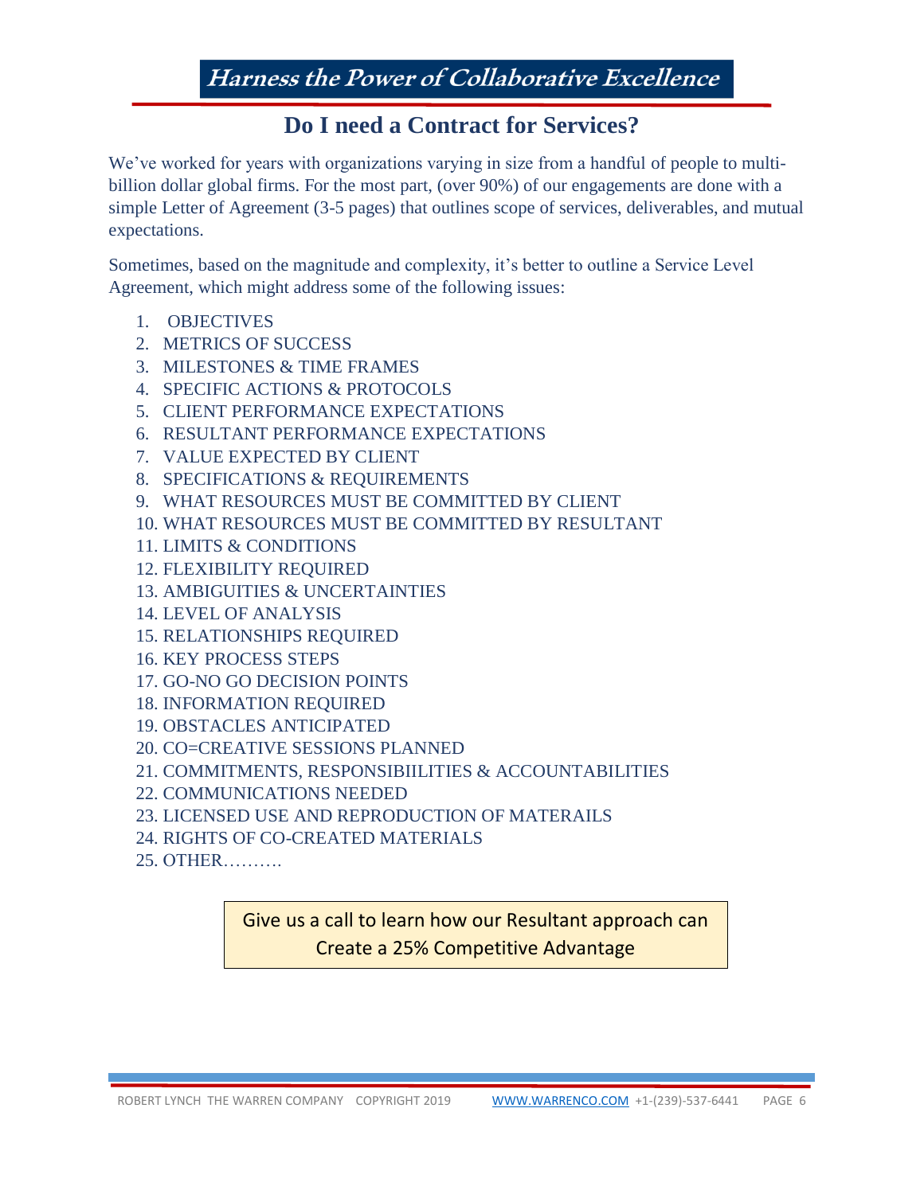# Harness the Power of Collaborative Excellence

## Do I need a Contract for Services?

We've worked for years with organizations varying in size from a handful of people to multi-billion dollar global firms. For the most part, (over 90%) of our engagements are done with a simple Letter of Agreement (3-5 pages) that outlines scope of services, deliverables, and mutual expectations.

Sometimes, based on the magnitude and complexity, it's better to outline a Service Level Agreement, which might address some of the following issues:

1. OBJECTIVES
2. METRICS OF SUCCESS
3. MILESTONES & TIME FRAMES
4. SPECIFIC ACTIONS & PROTOCOLS
5. CLIENT PERFORMANCE EXPECTATIONS
6. RESULTANT PERFORMANCE EXPECTATIONS
7. VALUE EXPECTED BY CLIENT
8. SPECIFICATIONS & REQUIREMENTS
9. WHAT RESOURCES MUST BE COMMITTED BY CLIENT
10. WHAT RESOURCES MUST BE COMMITTED BY RESULTANT
11. LIMITS & CONDITIONS
12. FLEXIBILITY REQUIRED
13. AMBIGUITIES & UNCERTAINTIES
14. LEVEL OF ANALYSIS
15. RELATIONSHIPS REQUIRED
16. KEY PROCESS STEPS
17. GO-NO GO DECISION POINTS
18. INFORMATION REQUIRED
19. OBSTACLES ANTICIPATED
20. CO=CREATIVE SESSIONS PLANNED
21. COMMITMENTS, RESPONSIBIILITIES & ACCOUNTABILITIES
22. COMMUNICATIONS NEEDED
23. LICENSED USE AND REPRODUCTION OF MATERAILS
24. RIGHTS OF CO-CREATED MATERIALS
25. OTHER……….

Give us a call to learn how our Resultant approach can Create a 25% Competitive Advantage